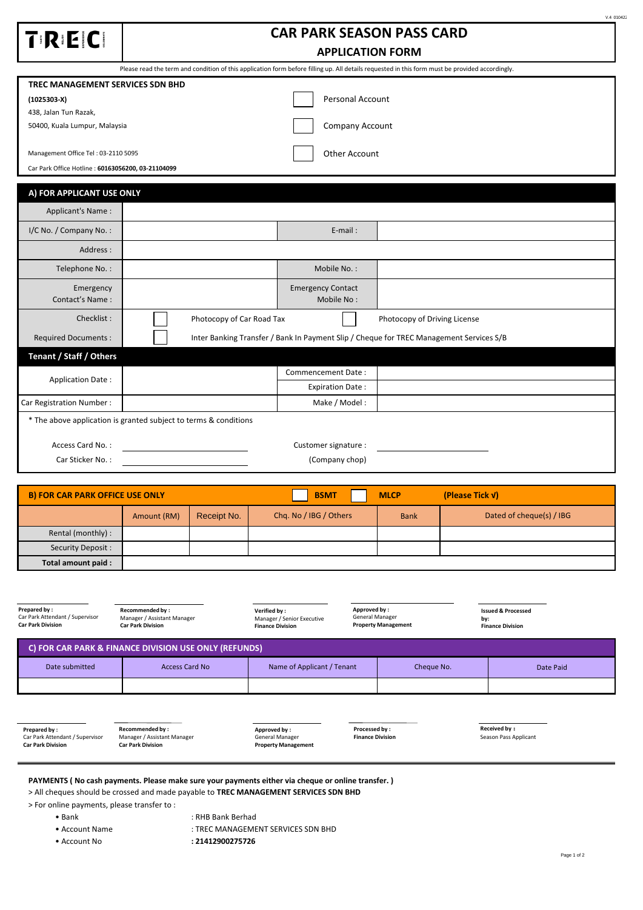TREC

# CAR PARK SEASON PASS CARD

## APPLICATION FORM

Please read the term and condition of this application form before filling up. All details requested in this form must be provided accordingly.

**TREC MANAGEMENT SERVICES SDN BHD**
**(1025303-X)**
438, Jalan Tun Razak,
50400, Kuala Lumpur, Malaysia

Management Office Tel : 03-2110 5095
Car Park Office Hotline : **60163056200, 03-21104099**

☐ Personal Account
☐ Company Account
☐ Other Account

## A) FOR APPLICANT USE ONLY

| | | | |
|---|---|---|---|
| Applicant's Name : | | | |
| I/C No. / Company No. : | | E-mail : | |
| Address : | | | |
| Telephone No. : | | Mobile No. : | |
| Emergency Contact's Name : | | Emergency Contact Mobile No : | |
| Checklist : | ☐ Photocopy of Car Road Tax | ☐ Photocopy of Driving License | |
| Required Documents : | ☐ Inter Banking Transfer / Bank In Payment Slip / Cheque for TREC Management Services S/B | | |

### Tenant / Staff / Others

| | | | |
|---|---|---|---|
| Application Date : | | Commencement Date : | |
| | | Expiration Date : | |
| Car Registration Number : | | Make / Model : | |

\* The above application is granted subject to terms & conditions

Access Card No. : ____________________  Customer signature : ____________________
Car Sticker No. : ____________________  (Company chop)

## B) FOR CAR PARK OFFICE USE ONLY ☐ BSMT ☐ MLCP (Please Tick √)

| | Amount (RM) | Receipt No. | Chq. No / IBG / Others | Bank | Dated of cheque(s) / IBG |
|---|---|---|---|---|---|
| Rental (monthly) : | | | | | |
| Security Deposit : | | | | | |
| **Total amount paid :** | | | | | |

| **Prepared by :** Car Park Attendant / Supervisor **Car Park Division** | **Recommended by :** Manager / Assistant Manager **Car Park Division** | **Verified by :** Manager / Senior Executive **Finance Division** | **Approved by :** General Manager **Property Management** | **Issued & Processed by:** **Finance Division** |
|---|---|---|---|---|

## C) FOR CAR PARK & FINANCE DIVISION USE ONLY (REFUNDS)

| Date submitted | Access Card No | Name of Applicant / Tenant | Cheque No. | Date Paid |
|---|---|---|---|---|
| | | | | |

| **Prepared by :** Car Park Attendant / Supervisor **Car Park Division** | **Recommended by :** Manager / Assistant Manager **Car Park Division** | **Approved by :** General Manager **Property Management** | **Processed by :** **Finance Division** | **Received by :** Season Pass Applicant |
|---|---|---|---|---|

**PAYMENTS ( No cash payments. Please make sure your payments either via cheque or online transfer. )**

> All cheques should be crossed and made payable to **TREC MANAGEMENT SERVICES SDN BHD**

> For online payments, please transfer to :

- Bank : RHB Bank Berhad
- Account Name : TREC MANAGEMENT SERVICES SDN BHD
- Account No **: 21412900275726**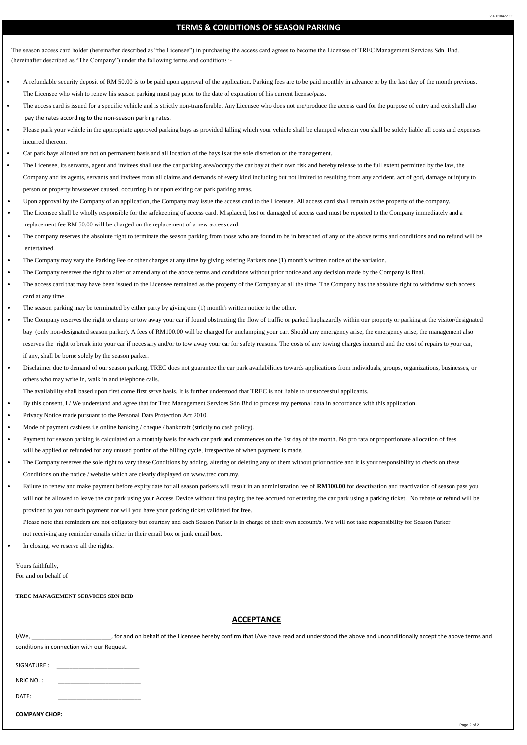## TERMS & CONDITIONS OF SEASON PARKING

The season access card holder (hereinafter described as "the Licensee") in purchasing the access card agrees to become the Licensee of TREC Management Services Sdn. Bhd. (hereinafter described as "The Company") under the following terms and conditions :-

- A refundable security deposit of RM 50.00 is to be paid upon approval of the application. Parking fees are to be paid monthly in advance or by the last day of the month previous. The Licensee who wish to renew his season parking must pay prior to the date of expiration of his current license/pass.
- The access card is issued for a specific vehicle and is strictly non-transferable. Any Licensee who does not use/produce the access card for the purpose of entry and exit shall also pay the rates according to the non-season parking rates.
- Please park your vehicle in the appropriate approved parking bays as provided falling which your vehicle shall be clamped wherein you shall be solely liable all costs and expenses incurred thereon.
- Car park bays allotted are not on permanent basis and all location of the bays is at the sole discretion of the management.
- The Licensee, its servants, agent and invitees shall use the car parking area/occupy the car bay at their own risk and hereby release to the full extent permitted by the law, the Company and its agents, servants and invitees from all claims and demands of every kind including but not limited to resulting from any accident, act of god, damage or injury to person or property howsoever caused, occurring in or upon exiting car park parking areas.
- Upon approval by the Company of an application, the Company may issue the access card to the Licensee. All access card shall remain as the property of the company.
- The Licensee shall be wholly responsible for the safekeeping of access card. Misplaced, lost or damaged of access card must be reported to the Company immediately and a replacement fee RM 50.00 will be charged on the replacement of a new access card.
- The company reserves the absolute right to terminate the season parking from those who are found to be in breached of any of the above terms and conditions and no refund will be entertained.
- The Company may vary the Parking Fee or other charges at any time by giving existing Parkers one (1) month's written notice of the variation.
- The Company reserves the right to alter or amend any of the above terms and conditions without prior notice and any decision made by the Company is final.
- The access card that may have been issued to the Licensee remained as the property of the Company at all the time. The Company has the absolute right to withdraw such access card at any time.
- The season parking may be terminated by either party by giving one (1) month's written notice to the other.
- The Company reserves the right to clamp or tow away your car if found obstructing the flow of traffic or parked haphazardly within our property or parking at the visitor/designated bay (only non-designated season parker). A fees of RM100.00 will be charged for unclamping your car. Should any emergency arise, the emergency arise, the management also reserves the right to break into your car if necessary and/or to tow away your car for safety reasons. The costs of any towing charges incurred and the cost of repairs to your car, if any, shall be borne solely by the season parker.
- Disclaimer due to demand of our season parking, TREC does not guarantee the car park availabilities towards applications from individuals, groups, organizations, businesses, or others who may write in, walk in and telephone calls.
  The availability shall based upon first come first serve basis. It is further understood that TREC is not liable to unsuccessful applicants.
- By this consent, I / We understand and agree that for Trec Management Services Sdn Bhd to process my personal data in accordance with this application.
- Privacy Notice made pursuant to the Personal Data Protection Act 2010.
- Mode of payment cashless i.e online banking / cheque / bankdraft (strictly no cash policy).
- Payment for season parking is calculated on a monthly basis for each car park and commences on the 1st day of the month. No pro rata or proportionate allocation of fees will be applied or refunded for any unused portion of the billing cycle, irrespective of when payment is made.
- The Company reserves the sole right to vary these Conditions by adding, altering or deleting any of them without prior notice and it is your responsibility to check on these Conditions on the notice / website which are clearly displayed on www.trec.com.my.
- Failure to renew and make payment before expiry date for all season parkers will result in an administration fee of **RM100.00** for deactivation and reactivation of season pass you will not be allowed to leave the car park using your Access Device without first paying the fee accrued for entering the car park using a parking ticket. No rebate or refund will be provided to you for such payment nor will you have your parking ticket validated for free.
  Please note that reminders are not obligatory but courtesy and each Season Parker is in charge of their own account/s. We will not take responsibility for Season Parker not receiving any reminder emails either in their email box or junk email box.
- In closing, we reserve all the rights.

Yours faithfully,
For and on behalf of

**TREC MANAGEMENT SERVICES SDN BHD**

## ACCEPTANCE

I/We, __________________________, for and on behalf of the Licensee hereby confirm that I/we have read and understood the above and unconditionally accept the above terms and conditions in connection with our Request.

SIGNATURE : ___________________________

NRIC NO. : ___________________________

DATE: ___________________________

**COMPANY CHOP:**